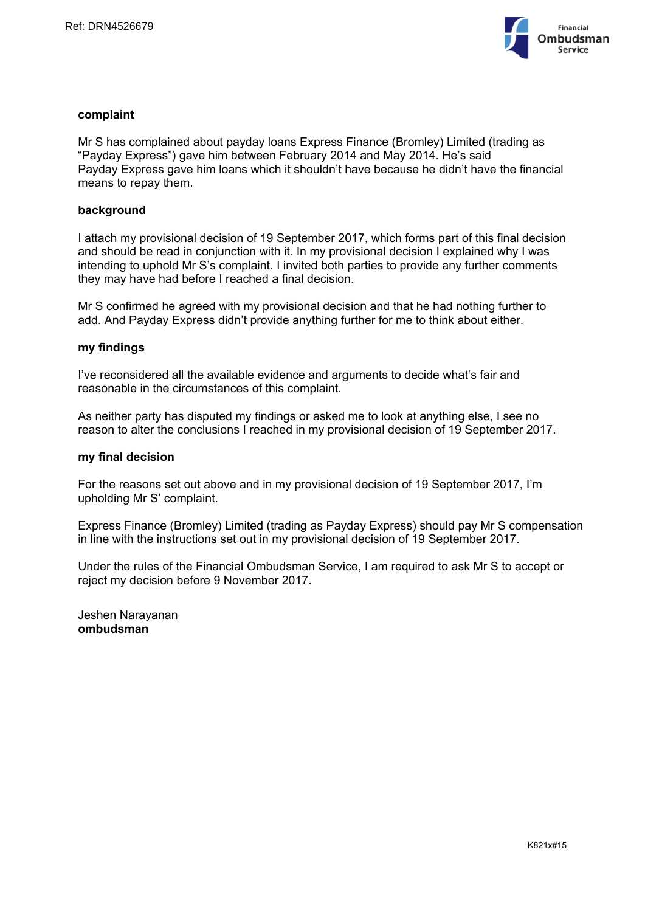Ref: DRN4526679

## complaint

Mr S has complained about payday loans Express Finance (Bromley) Limited (trading as "Payday Express") gave him between February 2014 and May 2014. He's said Payday Express gave him loans which it shouldn't have because he didn't have the financial means to repay them.

## background

I attach my provisional decision of 19 September 2017, which forms part of this final decision and should be read in conjunction with it. In my provisional decision I explained why I was intending to uphold Mr S's complaint. I invited both parties to provide any further comments they may have had before I reached a final decision.

Mr S confirmed he agreed with my provisional decision and that he had nothing further to add. And Payday Express didn't provide anything further for me to think about either.

## my findings

I've reconsidered all the available evidence and arguments to decide what's fair and reasonable in the circumstances of this complaint.

As neither party has disputed my findings or asked me to look at anything else, I see no reason to alter the conclusions I reached in my provisional decision of 19 September 2017.

## my final decision

For the reasons set out above and in my provisional decision of 19 September 2017, I'm upholding Mr S' complaint.

Express Finance (Bromley) Limited (trading as Payday Express) should pay Mr S compensation in line with the instructions set out in my provisional decision of 19 September 2017.

Under the rules of the Financial Ombudsman Service, I am required to ask Mr S to accept or reject my decision before 9 November 2017.

Jeshen Narayanan
**ombudsman**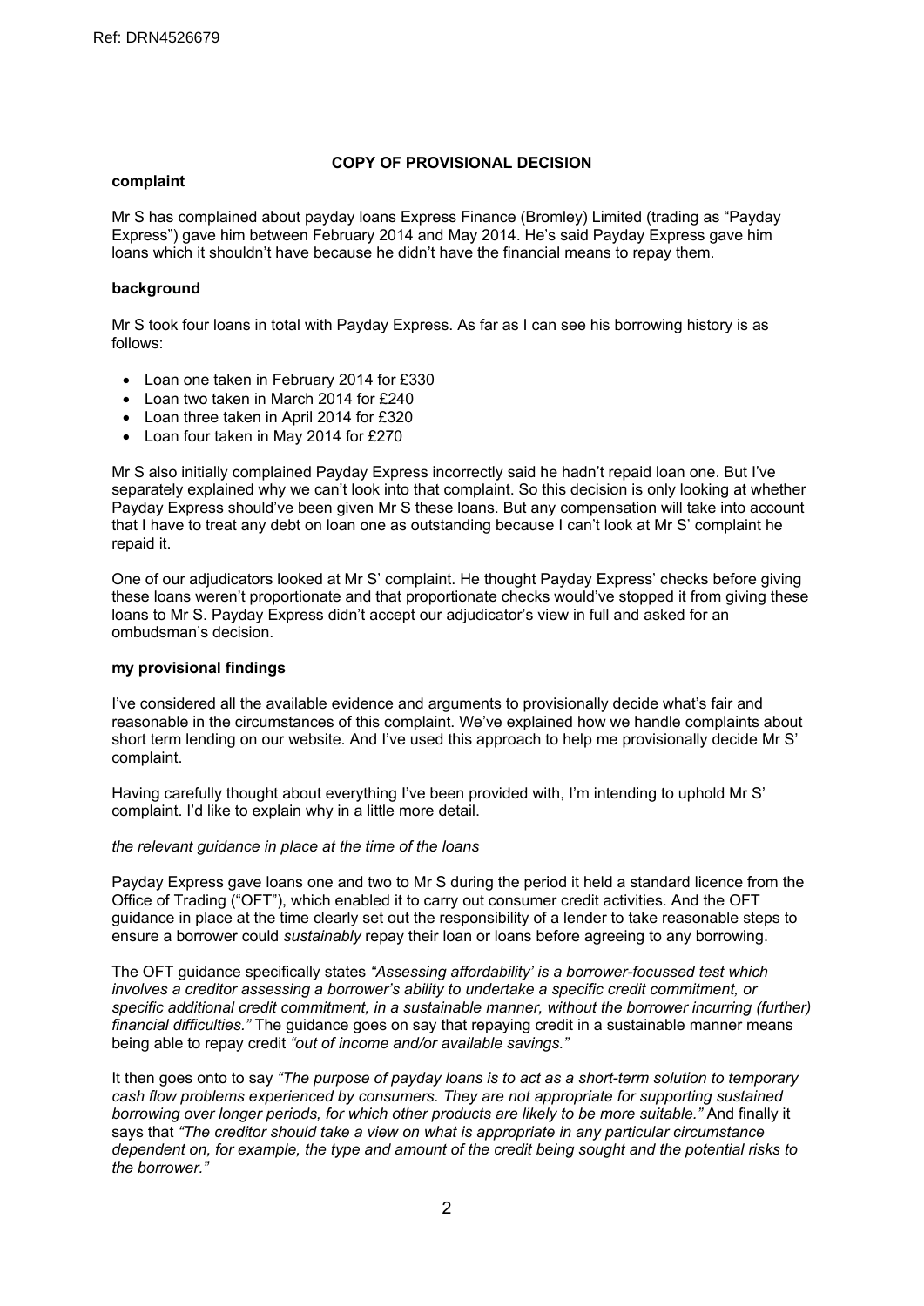**COPY OF PROVISIONAL DECISION**

**complaint**

Mr S has complained about payday loans Express Finance (Bromley) Limited (trading as "Payday Express") gave him between February 2014 and May 2014. He's said Payday Express gave him loans which it shouldn't have because he didn't have the financial means to repay them.

**background**

Mr S took four loans in total with Payday Express. As far as I can see his borrowing history is as follows:

- Loan one taken in February 2014 for £330
- Loan two taken in March 2014 for £240
- Loan three taken in April 2014 for £320
- Loan four taken in May 2014 for £270

Mr S also initially complained Payday Express incorrectly said he hadn't repaid loan one. But I've separately explained why we can't look into that complaint. So this decision is only looking at whether Payday Express should've been given Mr S these loans. But any compensation will take into account that I have to treat any debt on loan one as outstanding because I can't look at Mr S' complaint he repaid it.

One of our adjudicators looked at Mr S' complaint. He thought Payday Express' checks before giving these loans weren't proportionate and that proportionate checks would've stopped it from giving these loans to Mr S. Payday Express didn't accept our adjudicator's view in full and asked for an ombudsman's decision.

**my provisional findings**

I've considered all the available evidence and arguments to provisionally decide what's fair and reasonable in the circumstances of this complaint. We've explained how we handle complaints about short term lending on our website. And I've used this approach to help me provisionally decide Mr S' complaint.

Having carefully thought about everything I've been provided with, I'm intending to uphold Mr S' complaint. I'd like to explain why in a little more detail.

*the relevant guidance in place at the time of the loans*

Payday Express gave loans one and two to Mr S during the period it held a standard licence from the Office of Trading ("OFT"), which enabled it to carry out consumer credit activities. And the OFT guidance in place at the time clearly set out the responsibility of a lender to take reasonable steps to ensure a borrower could *sustainably* repay their loan or loans before agreeing to any borrowing.

The OFT guidance specifically states *"Assessing affordability' is a borrower-focussed test which involves a creditor assessing a borrower's ability to undertake a specific credit commitment, or specific additional credit commitment, in a sustainable manner, without the borrower incurring (further) financial difficulties."* The guidance goes on say that repaying credit in a sustainable manner means being able to repay credit *"out of income and/or available savings."*

It then goes onto to say *"The purpose of payday loans is to act as a short-term solution to temporary cash flow problems experienced by consumers. They are not appropriate for supporting sustained borrowing over longer periods, for which other products are likely to be more suitable."* And finally it says that *"The creditor should take a view on what is appropriate in any particular circumstance dependent on, for example, the type and amount of the credit being sought and the potential risks to the borrower."*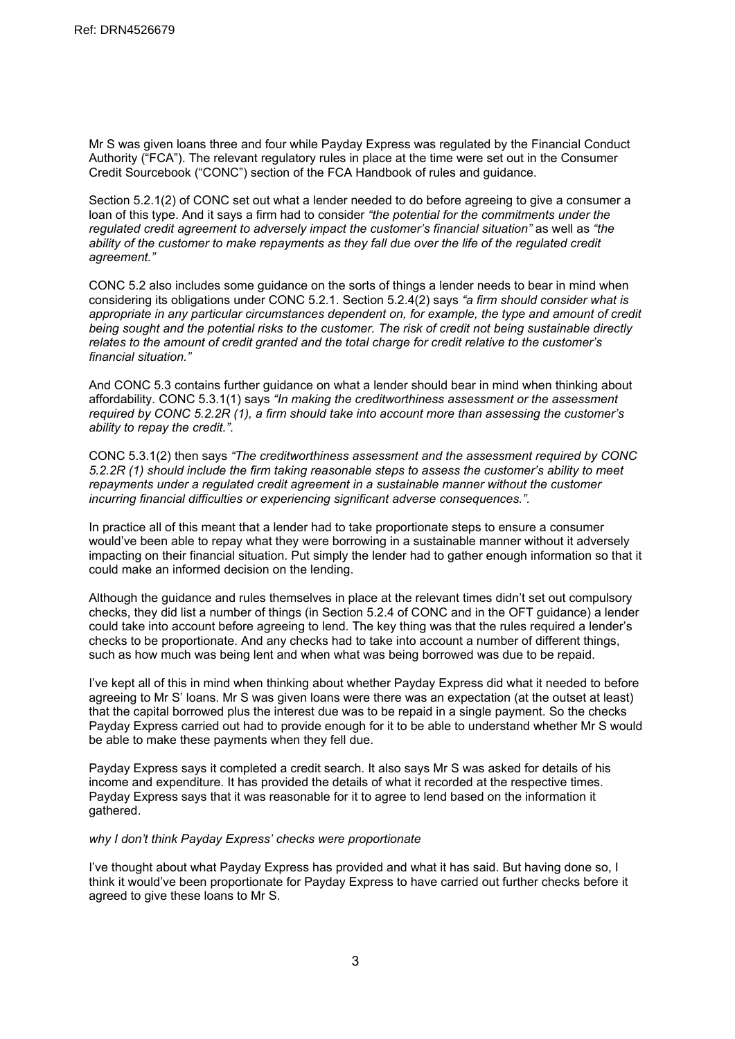Mr S was given loans three and four while Payday Express was regulated by the Financial Conduct Authority ("FCA"). The relevant regulatory rules in place at the time were set out in the Consumer Credit Sourcebook ("CONC") section of the FCA Handbook of rules and guidance.

Section 5.2.1(2) of CONC set out what a lender needed to do before agreeing to give a consumer a loan of this type. And it says a firm had to consider *"the potential for the commitments under the regulated credit agreement to adversely impact the customer's financial situation"* as well as *"the ability of the customer to make repayments as they fall due over the life of the regulated credit agreement."*

CONC 5.2 also includes some guidance on the sorts of things a lender needs to bear in mind when considering its obligations under CONC 5.2.1. Section 5.2.4(2) says *"a firm should consider what is appropriate in any particular circumstances dependent on, for example, the type and amount of credit being sought and the potential risks to the customer. The risk of credit not being sustainable directly relates to the amount of credit granted and the total charge for credit relative to the customer's financial situation."*

And CONC 5.3 contains further guidance on what a lender should bear in mind when thinking about affordability. CONC 5.3.1(1) says *"In making the creditworthiness assessment or the assessment required by CONC 5.2.2R (1), a firm should take into account more than assessing the customer's ability to repay the credit."*.

CONC 5.3.1(2) then says *"The creditworthiness assessment and the assessment required by CONC 5.2.2R (1) should include the firm taking reasonable steps to assess the customer's ability to meet repayments under a regulated credit agreement in a sustainable manner without the customer incurring financial difficulties or experiencing significant adverse consequences."*.

In practice all of this meant that a lender had to take proportionate steps to ensure a consumer would've been able to repay what they were borrowing in a sustainable manner without it adversely impacting on their financial situation. Put simply the lender had to gather enough information so that it could make an informed decision on the lending.

Although the guidance and rules themselves in place at the relevant times didn't set out compulsory checks, they did list a number of things (in Section 5.2.4 of CONC and in the OFT guidance) a lender could take into account before agreeing to lend. The key thing was that the rules required a lender's checks to be proportionate. And any checks had to take into account a number of different things, such as how much was being lent and when what was being borrowed was due to be repaid.

I've kept all of this in mind when thinking about whether Payday Express did what it needed to before agreeing to Mr S' loans. Mr S was given loans were there was an expectation (at the outset at least) that the capital borrowed plus the interest due was to be repaid in a single payment. So the checks Payday Express carried out had to provide enough for it to be able to understand whether Mr S would be able to make these payments when they fell due.

Payday Express says it completed a credit search. It also says Mr S was asked for details of his income and expenditure. It has provided the details of what it recorded at the respective times. Payday Express says that it was reasonable for it to agree to lend based on the information it gathered.

*why I don't think Payday Express' checks were proportionate*

I've thought about what Payday Express has provided and what it has said. But having done so, I think it would've been proportionate for Payday Express to have carried out further checks before it agreed to give these loans to Mr S.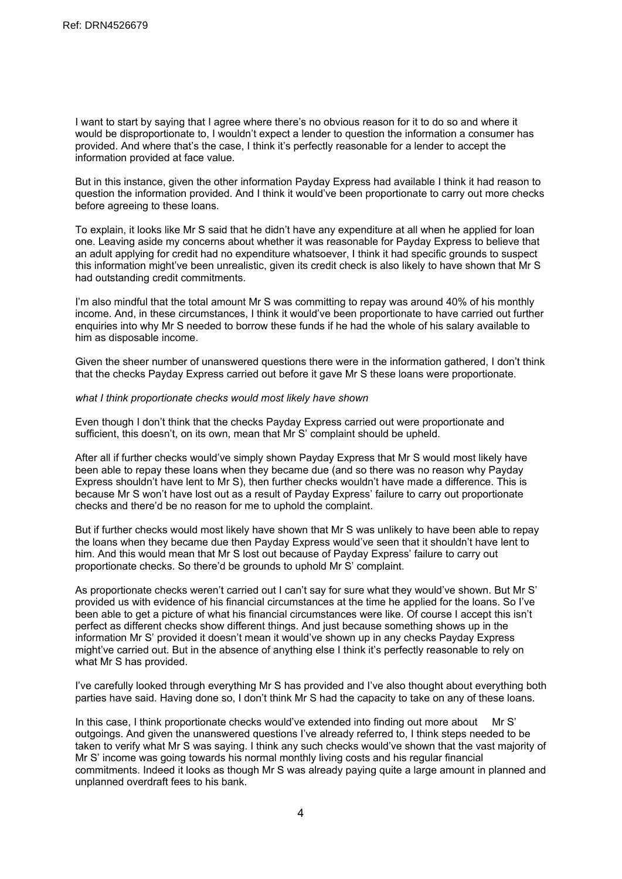I want to start by saying that I agree where there's no obvious reason for it to do so and where it would be disproportionate to, I wouldn't expect a lender to question the information a consumer has provided. And where that's the case, I think it's perfectly reasonable for a lender to accept the information provided at face value.

But in this instance, given the other information Payday Express had available I think it had reason to question the information provided. And I think it would've been proportionate to carry out more checks before agreeing to these loans.

To explain, it looks like Mr S said that he didn't have any expenditure at all when he applied for loan one. Leaving aside my concerns about whether it was reasonable for Payday Express to believe that an adult applying for credit had no expenditure whatsoever, I think it had specific grounds to suspect this information might've been unrealistic, given its credit check is also likely to have shown that Mr S had outstanding credit commitments.

I'm also mindful that the total amount Mr S was committing to repay was around 40% of his monthly income. And, in these circumstances, I think it would've been proportionate to have carried out further enquiries into why Mr S needed to borrow these funds if he had the whole of his salary available to him as disposable income.

Given the sheer number of unanswered questions there were in the information gathered, I don't think that the checks Payday Express carried out before it gave Mr S these loans were proportionate.

*what I think proportionate checks would most likely have shown*

Even though I don't think that the checks Payday Express carried out were proportionate and sufficient, this doesn't, on its own, mean that Mr S' complaint should be upheld.

After all if further checks would've simply shown Payday Express that Mr S would most likely have been able to repay these loans when they became due (and so there was no reason why Payday Express shouldn't have lent to Mr S), then further checks wouldn't have made a difference. This is because Mr S won't have lost out as a result of Payday Express' failure to carry out proportionate checks and there'd be no reason for me to uphold the complaint.

But if further checks would most likely have shown that Mr S was unlikely to have been able to repay the loans when they became due then Payday Express would've seen that it shouldn't have lent to him. And this would mean that Mr S lost out because of Payday Express' failure to carry out proportionate checks. So there'd be grounds to uphold Mr S' complaint.

As proportionate checks weren't carried out I can't say for sure what they would've shown. But Mr S' provided us with evidence of his financial circumstances at the time he applied for the loans. So I've been able to get a picture of what his financial circumstances were like. Of course I accept this isn't perfect as different checks show different things. And just because something shows up in the information Mr S' provided it doesn't mean it would've shown up in any checks Payday Express might've carried out. But in the absence of anything else I think it's perfectly reasonable to rely on what Mr S has provided.

I've carefully looked through everything Mr S has provided and I've also thought about everything both parties have said. Having done so, I don't think Mr S had the capacity to take on any of these loans.

In this case, I think proportionate checks would've extended into finding out more about Mr S' outgoings. And given the unanswered questions I've already referred to, I think steps needed to be taken to verify what Mr S was saying. I think any such checks would've shown that the vast majority of Mr S' income was going towards his normal monthly living costs and his regular financial commitments. Indeed it looks as though Mr S was already paying quite a large amount in planned and unplanned overdraft fees to his bank.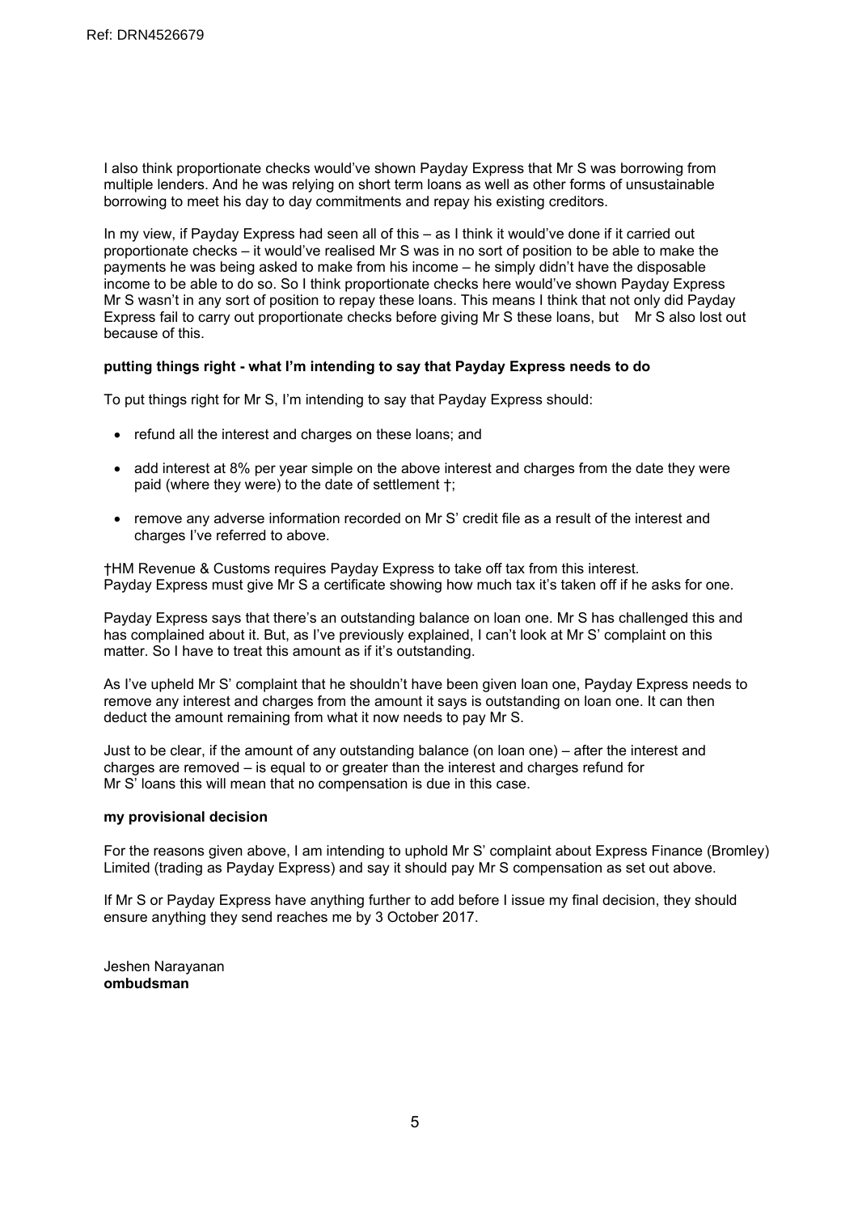I also think proportionate checks would've shown Payday Express that Mr S was borrowing from multiple lenders. And he was relying on short term loans as well as other forms of unsustainable borrowing to meet his day to day commitments and repay his existing creditors.

In my view, if Payday Express had seen all of this – as I think it would've done if it carried out proportionate checks – it would've realised Mr S was in no sort of position to be able to make the payments he was being asked to make from his income – he simply didn't have the disposable income to be able to do so. So I think proportionate checks here would've shown Payday Express Mr S wasn't in any sort of position to repay these loans. This means I think that not only did Payday Express fail to carry out proportionate checks before giving Mr S these loans, but Mr S also lost out because of this.

**putting things right - what I'm intending to say that Payday Express needs to do**

To put things right for Mr S, I'm intending to say that Payday Express should:

- refund all the interest and charges on these loans; and
- add interest at 8% per year simple on the above interest and charges from the date they were paid (where they were) to the date of settlement †;
- remove any adverse information recorded on Mr S' credit file as a result of the interest and charges I've referred to above.

†HM Revenue & Customs requires Payday Express to take off tax from this interest. Payday Express must give Mr S a certificate showing how much tax it's taken off if he asks for one.

Payday Express says that there's an outstanding balance on loan one. Mr S has challenged this and has complained about it. But, as I've previously explained, I can't look at Mr S' complaint on this matter. So I have to treat this amount as if it's outstanding.

As I've upheld Mr S' complaint that he shouldn't have been given loan one, Payday Express needs to remove any interest and charges from the amount it says is outstanding on loan one. It can then deduct the amount remaining from what it now needs to pay Mr S.

Just to be clear, if the amount of any outstanding balance (on loan one) – after the interest and charges are removed – is equal to or greater than the interest and charges refund for Mr S' loans this will mean that no compensation is due in this case.

**my provisional decision**

For the reasons given above, I am intending to uphold Mr S' complaint about Express Finance (Bromley) Limited (trading as Payday Express) and say it should pay Mr S compensation as set out above.

If Mr S or Payday Express have anything further to add before I issue my final decision, they should ensure anything they send reaches me by 3 October 2017.

Jeshen Narayanan
**ombudsman**